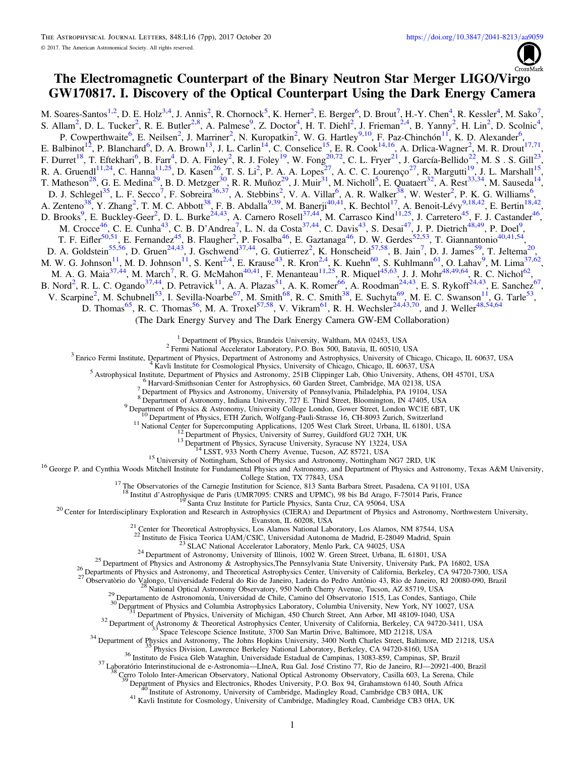# The Electromagnetic Counterpart of the Binary Neutron Star Merger LIGO/Virgo GW170817. I. Discovery of the Optical Counterpart Using the Dark Energy Camera

M. Soares-Santos[1,2], D. E. Holz[3,4], J. Annis[2], R. Chornock[5], K. Herner[2], E. Berger[6], D. Brout[7], H.-Y. Chen[4], R. Kessler[4], M. Sako[7], S. Allam[2], D. L. Tucker[2], R. E. Butler[2,8], A. Palmese[9], Z. Doctor[4], H. T. Diehl[2], J. Frieman[2,4], B. Yanny[2], H. Lin[2], D. Scolnic[4], P. Cowperthwaite[6], E. Neilsen[2], J. Marriner[2], N. Kuropatkin[2], W. G. Hartley[9,10], F. Paz-Chinchón[11], K. D. Alexander[6], E. Balbinot[12], P. Blanchard[6], D. A. Brown[13], J. L. Carlin[14], C. Conselice[15], E. R. Cook[14,16], A. Drlica-Wagner[2], M. R. Drout[17,71], F. Durret[18], T. Eftekhari[6], B. Farr[4], D. A. Finley[2], R. J. Foley[19], W. Fong[20,72], C. L. Fryer[21], J. García-Bellido[22], M. S . S. Gill[23], R. A. Gruendl[11,24], C. Hanna[11,25], D. Kasen[26], T. S. Li[2], P. A. A. Lopes[27], A. C. C. Lourenço[27], R. Margutti[19], J. L. Marshall[15], T. Matheson[28], G. E. Medina[29], B. D. Metzger[30], R. R. Muñoz[29], J. Muir[31], M. Nicholl[5], E. Quataert[32], A. Rest[33,34], M. Sauseda[14], D. J. Schlegel[35], L. F. Secco[7], F. Sobreira[36,37], A. Stebbins[2], V. A. Villar[6], A. R. Walker[38], W. Wester[2], P. K. G. Williams[6], A. Zenteno[38], Y. Zhang[2], T. M. C. Abbott[38], F. B. Abdalla[9,39], M. Banerji[40,41], K. Bechtol[17], A. Benoit-Lévy[9,18,42], E. Bertin[18,42], D. Brooks[9], E. Buckley-Geer[2], D. L. Burke[24,43], A. Carnero Rosell[37,44], M. Carrasco Kind[11,25], J. Carretero[45], F. J. Castander[46], M. Crocce[46], C. E. Cunha[43], C. B. D'Andrea[7], L. N. da Costa[37,44], C. Davis[43], S. Desai[47], J. P. Dietrich[48,49], P. Doel[9], T. F. Eifler[50,51], E. Fernandez[45], B. Flaugher[2], P. Fosalba[46], E. Gaztanaga[46], D. W. Gerdes[52,53], T. Giannantonio[40,41,54], D. A. Goldstein[55,56], D. Gruen[24,43], J. Gschwend[37,44], G. Gutierrez[2], K. Honscheid[57,58], B. Jain[7], D. J. James[59], T. Jeltema[20], M. W. G. Johnson[11], M. D. Johnson[11], S. Kent[2,4], E. Krause[43], R. Kron[2,4], K. Kuehn[60], S. Kuhlmann[61], O. Lahav[9], M. Lima[37,62], M. A. G. Maia[37,44], M. March[7], R. G. McMahon[40,41], F. Menanteau[11,25], R. Miquel[45,63], J. J. Mohr[48,49,64], R. C. Nichol[62], B. Nord[2], R. L. C. Ogando[37,44], D. Petravick[11], A. A. Plazas[51], A. K. Romer[66], A. Roodman[24,43], E. S. Rykoff[24,43], E. Sanchez[67], V. Scarpine[2], M. Schubnell[53], I. Sevilla-Noarbe[67], M. Smith[68], R. C. Smith[38], E. Suchyta[69], M. E. C. Swanson[11], G. Tarle[53], D. Thomas[65], R. C. Thomas[56], M. A. Troxel[57,58], V. Vikram[61], R. H. Wechsler[24,43,70], and J. Weller[48,54,64]

(The Dark Energy Survey and The Dark Energy Camera GW-EM Collaboration)

[1] Department of Physics, Brandeis University, Waltham, MA 02453, USA
[2] Fermi National Accelerator Laboratory, P.O. Box 500, Batavia, IL 60510, USA
[3] Enrico Fermi Institute, Department of Physics, Department of Astronomy and Astrophysics, University of Chicago, Chicago, IL 60637, USA
[4] Kavli Institute for Cosmological Physics, University of Chicago, Chicago, IL 60637, USA
[5] Astrophysical Institute, Department of Physics and Astronomy, 251B Clippinger Lab, Ohio University, Athens, OH 45701, USA
[6] Harvard-Smithsonian Center for Astrophysics, 60 Garden Street, Cambridge, MA 02138, USA
[7] Department of Physics and Astronomy, University of Pennsylvania, Philadelphia, PA 19104, USA
[8] Department of Astronomy, Indiana University, 727 E. Third Street, Bloomington, IN 47405, USA
[9] Department of Physics & Astronomy, University College London, Gower Street, London WC1E 6BT, UK
[10] Department of Physics, ETH Zurich, Wolfgang-Pauli-Strasse 16, CH-8093 Zurich, Switzerland
[11] National Center for Supercomputing Applications, 1205 West Clark Street, Urbana, IL 61801, USA
[12] Department of Physics, University of Surrey, Guildford GU2 7XH, UK
[13] Department of Physics, Syracuse University, Syracuse NY 13224, USA
[14] LSST, 933 North Cherry Avenue, Tucson, AZ 85721, USA
[15] University of Nottingham, School of Physics and Astronomy, Nottingham NG7 2RD, UK
[16] George P. and Cynthia Woods Mitchell Institute for Fundamental Physics and Astronomy, and Department of Physics and Astronomy, Texas A&M University, College Station, TX 77843, USA
[17] The Observatories of the Carnegie Institution for Science, 813 Santa Barbara Street, Pasadena, CA 91101, USA
[18] Institut d'Astrophysique de Paris (UMR7095: CNRS and UPMC), 98 bis Bd Arago, F-75014 Paris, France
[19] Santa Cruz Institute for Particle Physics, Santa Cruz, CA 95064, USA
[20] Center for Interdisciplinary Exploration and Research in Astrophysics (CIERA) and Department of Physics and Astronomy, Northwestern University, Evanston, IL 60208, USA
[21] Center for Theoretical Astrophysics, Los Alamos National Laboratory, Los Alamos, NM 87544, USA
[22] Instituto de Fisica Teorica UAM/CSIC, Universidad Autonoma de Madrid, E-28049 Madrid, Spain
[23] SLAC National Accelerator Laboratory, Menlo Park, CA 94025, USA
[24] Department of Astronomy, University of Illinois, 1002 W. Green Street, Urbana, IL 61801, USA
[25] Department of Physics and Astronomy & Astrophysics,The Pennsylvania State University, University Park, PA 16802, USA
[26] Departments of Physics and Astronomy, and Theoretical Astrophysics Center, University of California, Berkeley, CA 94720-7300, USA
[27] Observatòrio do Valongo, Universidade Federal do Rio de Janeiro, Ladeira do Pedro Antônio 43, Rio de Janeiro, RJ 20080-090, Brazil
[28] National Optical Astronomy Observatory, 950 North Cherry Avenue, Tucson, AZ 85719, USA
[29] Departamento de Astronomía, Universidad de Chile, Camino del Observatorio 1515, Las Condes, Santiago, Chile
[30] Department of Physics and Columbia Astrophysics Laboratory, Columbia University, New York, NY 10027, USA
[31] Department of Physics, University of Michigan, 450 Church Street, Ann Arbor, MI 48109-1040, USA
[32] Department of Astronomy & Theoretical Astrophysics Center, University of California, Berkeley, CA 94720-3411, USA
[33] Space Telescope Science Institute, 3700 San Martin Drive, Baltimore, MD 21218, USA
[34] Department of Physics and Astronomy, The Johns Hopkins University, 3400 North Charles Street, Baltimore, MD 21218, USA
[35] Physics Division, Lawrence Berkeley National Laboratory, Berkeley, CA 94720-8160, USA
[36] Instituto de Fısica Gleb Wataghin, Universidade Estadual de Campinas, 13083-859, Campinas, SP, Brazil
[37] Laboratório Interinstitucional de e-Astronomia—LIneA, Rua Gal. José Cristino 77, Rio de Janeiro, RJ—20921-400, Brazil
[38] Cerro Tololo Inter-American Observatory, National Optical Astronomy Observatory, Casilla 603, La Serena, Chile
[39] Department of Physics and Electronics, Rhodes University, P.O. Box 94, Grahamstown 6140, South Africa
[40] Institute of Astronomy, University of Cambridge, Madingley Road, Cambridge CB3 0HA, UK
[41] Kavli Institute for Cosmology, University of Cambridge, Madingley Road, Cambridge CB3 0HA, UK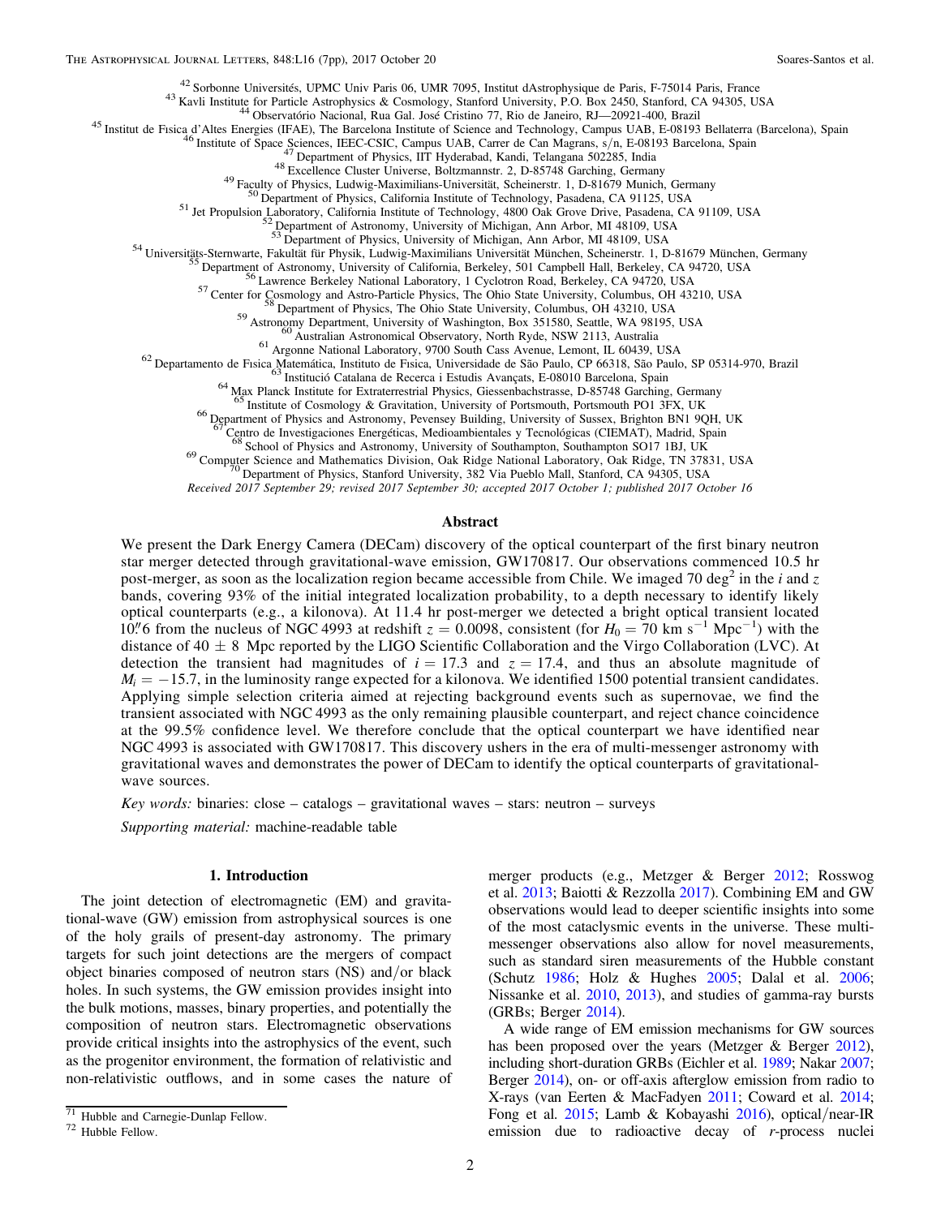[42] Sorbonne Universités, UPMC Univ Paris 06, UMR 7095, Institut dAstrophysique de Paris, F-75014 Paris, France
[43] Kavli Institute for Particle Astrophysics & Cosmology, Stanford University, P.O. Box 2450, Stanford, CA 94305, USA
[44] Observatório Nacional, Rua Gal. José Cristino 77, Rio de Janeiro, RJ—20921-400, Brazil
[45] Institut de Fısica d'Altes Energies (IFAE), The Barcelona Institute of Science and Technology, Campus UAB, E-08193 Bellaterra (Barcelona), Spain
[46] Institute of Space Sciences, IEEC-CSIC, Campus UAB, Carrer de Can Magrans, s/n, E-08193 Barcelona, Spain
[47] Department of Physics, IIT Hyderabad, Kandi, Telangana 502285, India
[48] Excellence Cluster Universe, Boltzmannstr. 2, D-85748 Garching, Germany
[49] Faculty of Physics, Ludwig-Maximilians-Universität, Scheinerstr. 1, D-81679 Munich, Germany
[50] Department of Physics, California Institute of Technology, Pasadena, CA 91125, USA
[51] Jet Propulsion Laboratory, California Institute of Technology, 4800 Oak Grove Drive, Pasadena, CA 91109, USA
[52] Department of Astronomy, University of Michigan, Ann Arbor, MI 48109, USA
[53] Department of Physics, University of Michigan, Ann Arbor, MI 48109, USA
[54] Universitäts-Sternwarte, Fakultät für Physik, Ludwig-Maximilians Universität München, Scheinerstr. 1, D-81679 München, Germany
[55] Department of Astronomy, University of California, Berkeley, 501 Campbell Hall, Berkeley, CA 94720, USA
[56] Lawrence Berkeley National Laboratory, 1 Cyclotron Road, Berkeley, CA 94720, USA
[57] Center for Cosmology and Astro-Particle Physics, The Ohio State University, Columbus, OH 43210, USA
[58] Department of Physics, The Ohio State University, Columbus, OH 43210, USA
[59] Astronomy Department, University of Washington, Box 351580, Seattle, WA 98195, USA
[60] Australian Astronomical Observatory, North Ryde, NSW 2113, Australia
[61] Argonne National Laboratory, 9700 South Cass Avenue, Lemont, IL 60439, USA
[62] Departamento de Fısica Matemática, Instituto de Fısica, Universidade de São Paulo, CP 66318, São Paulo, SP 05314-970, Brazil
[63] Institució Catalana de Recerca i Estudis Avançats, E-08010 Barcelona, Spain
[64] Max Planck Institute for Extraterrestrial Physics, Giessenbachstrasse, D-85748 Garching, Germany
[65] Institute of Cosmology & Gravitation, University of Portsmouth, Portsmouth PO1 3FX, UK
[66] Department of Physics and Astronomy, Pevensey Building, University of Sussex, Brighton BN1 9QH, UK
[67] Centro de Investigaciones Energéticas, Medioambientales y Tecnológicas (CIEMAT), Madrid, Spain
[68] School of Physics and Astronomy, University of Southampton, Southampton SO17 1BJ, UK
[69] Computer Science and Mathematics Division, Oak Ridge National Laboratory, Oak Ridge, TN 37831, USA
[70] Department of Physics, Stanford University, 382 Via Pueblo Mall, Stanford, CA 94305, USA

*Received 2017 September 29; revised 2017 September 30; accepted 2017 October 1; published 2017 October 16*

## Abstract

We present the Dark Energy Camera (DECam) discovery of the optical counterpart of the first binary neutron star merger detected through gravitational-wave emission, GW170817. Our observations commenced 10.5 hr post-merger, as soon as the localization region became accessible from Chile. We imaged 70 deg$^2$ in the $i$ and $z$ bands, covering 93% of the initial integrated localization probability, to a depth necessary to identify likely optical counterparts (e.g., a kilonova). At 11.4 hr post-merger we detected a bright optical transient located $10''\!.6$ from the nucleus of NGC 4993 at redshift $z = 0.0098$, consistent (for $H_0 = 70$ km s$^{-1}$ Mpc$^{-1}$) with the distance of $40 \pm 8$ Mpc reported by the LIGO Scientific Collaboration and the Virgo Collaboration (LVC). At detection the transient had magnitudes of $i \approx 17.3$ and $z \approx 17.4$, and thus an absolute magnitude of $M_i = -15.7$, in the luminosity range expected for a kilonova. We identified 1500 potential transient candidates. Applying simple selection criteria aimed at rejecting background events such as supernovae, we find the transient associated with NGC 4993 as the only remaining plausible counterpart, and reject chance coincidence at the 99.5% confidence level. We therefore conclude that the optical counterpart we have identified near NGC 4993 is associated with GW170817. This discovery ushers in the era of multi-messenger astronomy with gravitational waves and demonstrates the power of DECam to identify the optical counterparts of gravitational-wave sources.

*Key words:* binaries: close – catalogs – gravitational waves – stars: neutron – surveys

*Supporting material:* machine-readable table

## 1. Introduction

The joint detection of electromagnetic (EM) and gravitational-wave (GW) emission from astrophysical sources is one of the holy grails of present-day astronomy. The primary targets for such joint detections are the mergers of compact object binaries composed of neutron stars (NS) and/or black holes. In such systems, the GW emission provides insight into the bulk motions, masses, binary properties, and potentially the composition of neutron stars. Electromagnetic observations provide critical insights into the astrophysics of the event, such as the progenitor environment, the formation of relativistic and non-relativistic outflows, and in some cases the nature of merger products (e.g., Metzger & Berger 2012; Rosswog et al. 2013; Baiotti & Rezzolla 2017). Combining EM and GW observations would lead to deeper scientific insights into some of the most cataclysmic events in the universe. These multi-messenger observations also allow for novel measurements, such as standard siren measurements of the Hubble constant (Schutz 1986; Holz & Hughes 2005; Dalal et al. 2006; Nissanke et al. 2010, 2013), and studies of gamma-ray bursts (GRBs; Berger 2014).

A wide range of EM emission mechanisms for GW sources has been proposed over the years (Metzger & Berger 2012), including short-duration GRBs (Eichler et al. 1989; Nakar 2007; Berger 2014), on- or off-axis afterglow emission from radio to X-rays (van Eerten & MacFadyen 2011; Coward et al. 2014; Fong et al. 2015; Lamb & Kobayashi 2016), optical/near-IR emission due to radioactive decay of $r$-process nuclei

[71] Hubble and Carnegie-Dunlap Fellow.
[72] Hubble Fellow.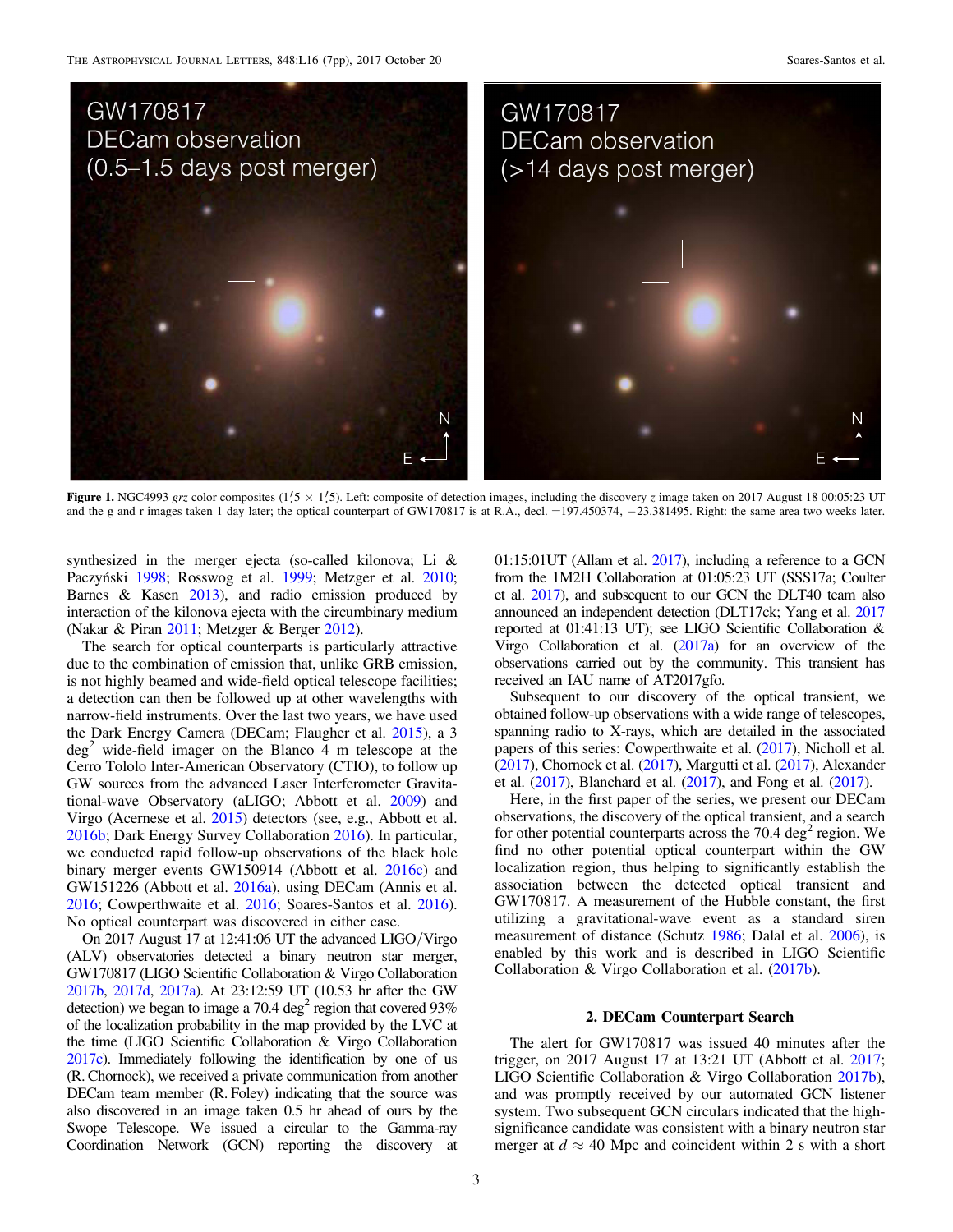**Figure 1.** NGC4993 *grz* color composites (1'.5 × 1'.5). Left: composite of detection images, including the discovery *z* image taken on 2017 August 18 00:05:23 UT and the g and r images taken 1 day later; the optical counterpart of GW170817 is at R.A., decl. =197.450374, −23.381495. Right: the same area two weeks later.

synthesized in the merger ejecta (so-called kilonova; Li & Paczyński 1998; Rosswog et al. 1999; Metzger et al. 2010; Barnes & Kasen 2013), and radio emission produced by interaction of the kilonova ejecta with the circumbinary medium (Nakar & Piran 2011; Metzger & Berger 2012).

The search for optical counterparts is particularly attractive due to the combination of emission that, unlike GRB emission, is not highly beamed and wide-field optical telescope facilities; a detection can then be followed up at other wavelengths with narrow-field instruments. Over the last two years, we have used the Dark Energy Camera (DECam; Flaugher et al. 2015), a 3 deg$^2$ wide-field imager on the Blanco 4 m telescope at the Cerro Tololo Inter-American Observatory (CTIO), to follow up GW sources from the advanced Laser Interferometer Gravitational-wave Observatory (aLIGO; Abbott et al. 2009) and Virgo (Acernese et al. 2015) detectors (see, e.g., Abbott et al. 2016b; Dark Energy Survey Collaboration 2016). In particular, we conducted rapid follow-up observations of the black hole binary merger events GW150914 (Abbott et al. 2016c) and GW151226 (Abbott et al. 2016a), using DECam (Annis et al. 2016; Cowperthwaite et al. 2016; Soares-Santos et al. 2016). No optical counterpart was discovered in either case.

On 2017 August 17 at 12:41:06 UT the advanced LIGO/Virgo (ALV) observatories detected a binary neutron star merger, GW170817 (LIGO Scientific Collaboration & Virgo Collaboration 2017b, 2017d, 2017a). At 23:12:59 UT (10.53 hr after the GW detection) we began to image a 70.4 deg$^2$ region that covered 93% of the localization probability in the map provided by the LVC at the time (LIGO Scientific Collaboration & Virgo Collaboration 2017c). Immediately following the identification by one of us (R. Chornock), we received a private communication from another DECam team member (R. Foley) indicating that the source was also discovered in an image taken 0.5 hr ahead of ours by the Swope Telescope. We issued a circular to the Gamma-ray Coordination Network (GCN) reporting the discovery at 01:15:01UT (Allam et al. 2017), including a reference to a GCN from the 1M2H Collaboration at 01:05:23 UT (SSS17a; Coulter et al. 2017), and subsequent to our GCN the DLT40 team also announced an independent detection (DLT17ck; Yang et al. 2017 reported at 01:41:13 UT); see LIGO Scientific Collaboration & Virgo Collaboration et al. (2017a) for an overview of the observations carried out by the community. This transient has received an IAU name of AT2017gfo.

Subsequent to our discovery of the optical transient, we obtained follow-up observations with a wide range of telescopes, spanning radio to X-rays, which are detailed in the associated papers of this series: Cowperthwaite et al. (2017), Nicholl et al. (2017), Chornock et al. (2017), Margutti et al. (2017), Alexander et al. (2017), Blanchard et al. (2017), and Fong et al. (2017).

Here, in the first paper of the series, we present our DECam observations, the discovery of the optical transient, and a search for other potential counterparts across the 70.4 deg$^2$ region. We find no other potential optical counterpart within the GW localization region, thus helping to significantly establish the association between the detected optical transient and GW170817. A measurement of the Hubble constant, the first utilizing a gravitational-wave event as a standard siren measurement of distance (Schutz 1986; Dalal et al. 2006), is enabled by this work and is described in LIGO Scientific Collaboration & Virgo Collaboration et al. (2017b).

## 2. DECam Counterpart Search

The alert for GW170817 was issued 40 minutes after the trigger, on 2017 August 17 at 13:21 UT (Abbott et al. 2017; LIGO Scientific Collaboration & Virgo Collaboration 2017b), and was promptly received by our automated GCN listener system. Two subsequent GCN circulars indicated that the high-significance candidate was consistent with a binary neutron star merger at $d \approx 40$ Mpc and coincident within 2 s with a short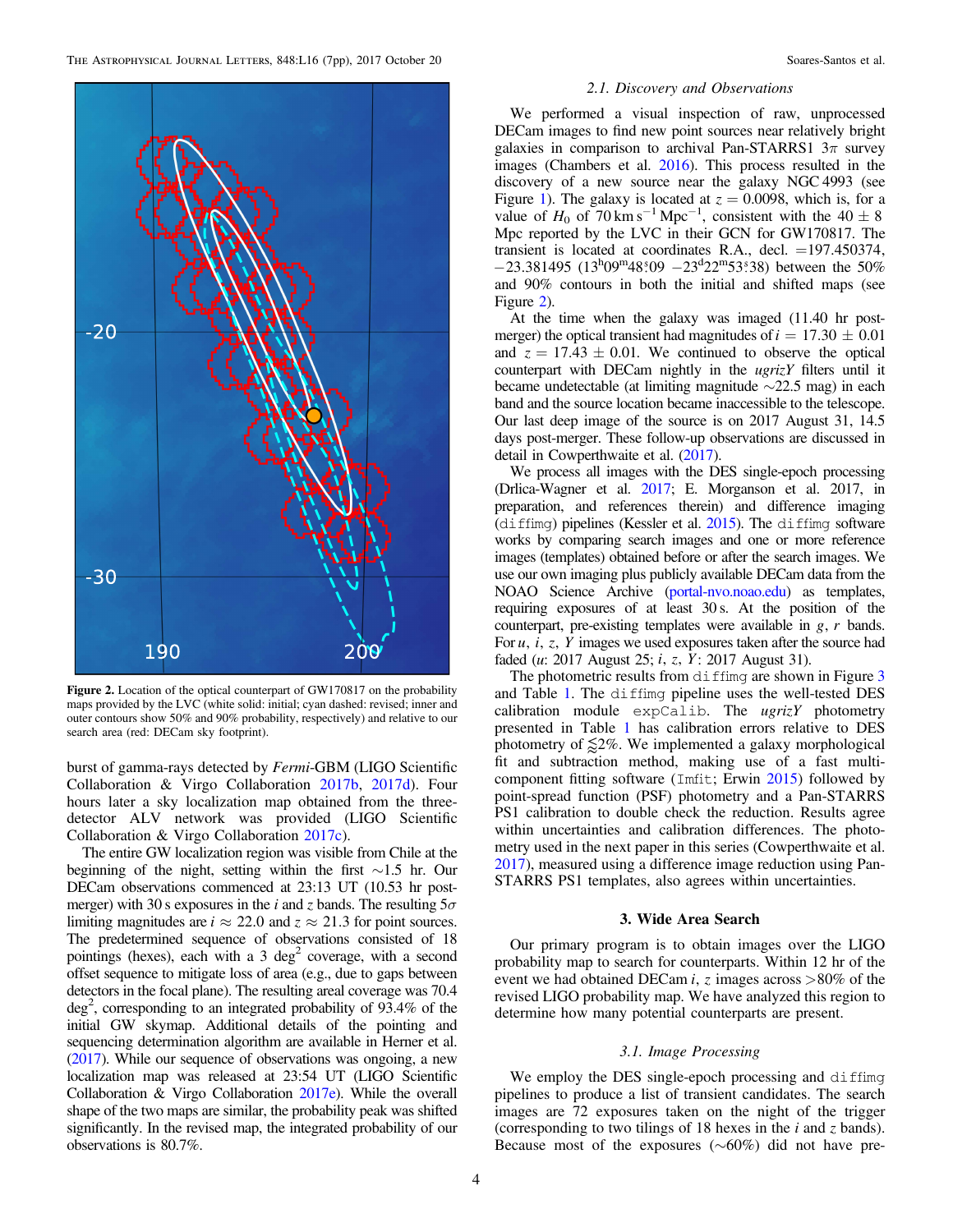Figure 2. Location of the optical counterpart of GW170817 on the probability maps provided by the LVC (white solid: initial; cyan dashed: revised; inner and outer contours show 50% and 90% probability, respectively) and relative to our search area (red: DECam sky footprint).

burst of gamma-rays detected by *Fermi*-GBM (LIGO Scientific Collaboration & Virgo Collaboration 2017b, 2017d). Four hours later a sky localization map obtained from the three-detector ALV network was provided (LIGO Scientific Collaboration & Virgo Collaboration 2017c).

The entire GW localization region was visible from Chile at the beginning of the night, setting within the first ∼1.5 hr. Our DECam observations commenced at 23:13 UT (10.53 hr post-merger) with 30 s exposures in the $i$ and $z$ bands. The resulting $5\sigma$ limiting magnitudes are $i \approx 22.0$ and $z \approx 21.3$ for point sources. The predetermined sequence of observations consisted of 18 pointings (hexes), each with a 3 deg$^2$ coverage, with a second offset sequence to mitigate loss of area (e.g., due to gaps between detectors in the focal plane). The resulting areal coverage was 70.4 deg$^2$, corresponding to an integrated probability of 93.4% of the initial GW skymap. Additional details of the pointing and sequencing determination algorithm are available in Herner et al. (2017). While our sequence of observations was ongoing, a new localization map was released at 23:54 UT (LIGO Scientific Collaboration & Virgo Collaboration 2017e). While the overall shape of the two maps are similar, the probability peak was shifted significantly. In the revised map, the integrated probability of our observations is 80.7%.

### 2.1. Discovery and Observations

We performed a visual inspection of raw, unprocessed DECam images to find new point sources near relatively bright galaxies in comparison to archival Pan-STARRS1 $3\pi$ survey images (Chambers et al. 2016). This process resulted in the discovery of a new source near the galaxy NGC 4993 (see Figure 1). The galaxy is located at $z = 0.0098$, which is, for a value of $H_0$ of 70 km s$^{-1}$ Mpc$^{-1}$, consistent with the $40 \pm 8$ Mpc reported by the LVC in their GCN for GW170817. The transient is located at coordinates R.A., decl. =197.450374, −23.381495 (13$^{h}$09$^{m}$48$^{s}$.09 −23$^{d}$22$^{m}$53$^{s}$.38) between the 50% and 90% contours in both the initial and shifted maps (see Figure 2).

At the time when the galaxy was imaged (11.40 hr post-merger) the optical transient had magnitudes of $i = 17.30 \pm 0.01$ and $z = 17.43 \pm 0.01$. We continued to observe the optical counterpart with DECam nightly in the *ugrizY* filters until it became undetectable (at limiting magnitude ∼22.5 mag) in each band and the source location became inaccessible to the telescope. Our last deep image of the source is on 2017 August 31, 14.5 days post-merger. These follow-up observations are discussed in detail in Cowperthwaite et al. (2017).

We process all images with the DES single-epoch processing (Drlica-Wagner et al. 2017; E. Morganson et al. 2017, in preparation, and references therein) and difference imaging (`diffimg`) pipelines (Kessler et al. 2015). The `diffimg` software works by comparing search images and one or more reference images (templates) obtained before or after the search images. We use our own imaging plus publicly available DECam data from the NOAO Science Archive (portal-nvo.noao.edu) as templates, requiring exposures of at least 30 s. At the position of the counterpart, pre-existing templates were available in $g$, $r$ bands. For $u$, $i$, $z$, $Y$ images we used exposures taken after the source had faded ($u$: 2017 August 25; $i$, $z$, $Y$: 2017 August 31).

The photometric results from `diffimg` are shown in Figure 3 and Table 1. The `diffimg` pipeline uses the well-tested DES calibration module `expCalib`. The *ugrizY* photometry presented in Table 1 has calibration errors relative to DES photometry of $\lesssim$2%. We implemented a galaxy morphological fit and subtraction method, making use of a fast multi-component fitting software (`Imfit`; Erwin 2015) followed by point-spread function (PSF) photometry and a Pan-STARRS PS1 calibration to double check the reduction. Results agree within uncertainties and calibration differences. The photometry used in the next paper in this series (Cowperthwaite et al. 2017), measured using a difference image reduction using Pan-STARRS PS1 templates, also agrees within uncertainties.

## 3. Wide Area Search

Our primary program is to obtain images over the LIGO probability map to search for counterparts. Within 12 hr of the event we had obtained DECam $i$, $z$ images across >80% of the revised LIGO probability map. We have analyzed this region to determine how many potential counterparts are present.

### 3.1. Image Processing

We employ the DES single-epoch processing and `diffimg` pipelines to produce a list of transient candidates. The search images are 72 exposures taken on the night of the trigger (corresponding to two tilings of 18 hexes in the $i$ and $z$ bands). Because most of the exposures (∼60%) did not have pre-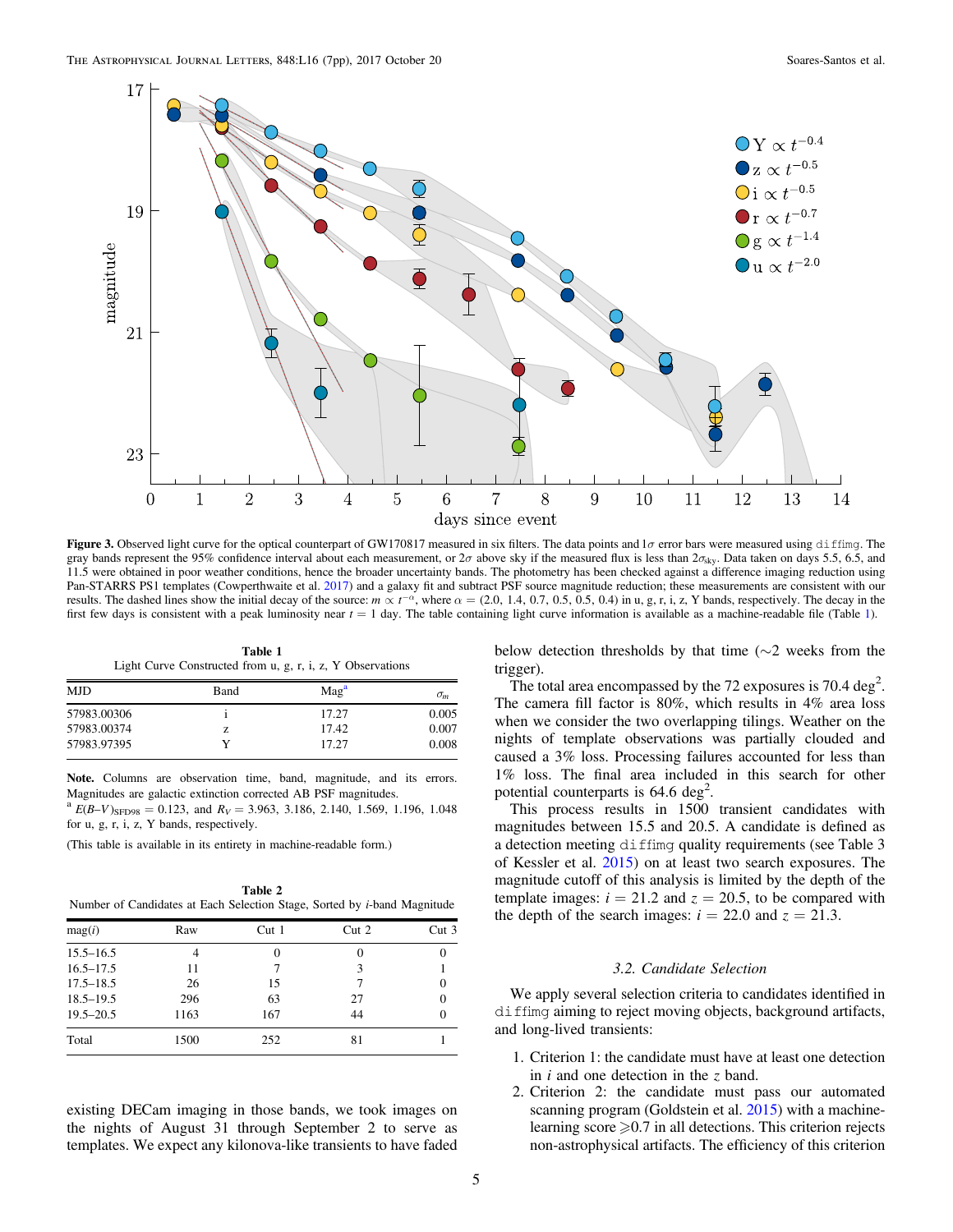**Figure 3.** Observed light curve for the optical counterpart of GW170817 measured in six filters. The data points and $1\sigma$ error bars were measured using diffimg. The gray bands represent the 95% confidence interval about each measurement, or $2\sigma$ above sky if the measured flux is less than $2\sigma_{\rm sky}$. Data taken on days 5.5, 6.5, and 11.5 were obtained in poor weather conditions, hence the broader uncertainty bands. The photometry has been checked against a difference imaging reduction using Pan-STARRS PS1 templates (Cowperthwaite et al. 2017) and a galaxy fit and subtract PSF source magnitude reduction; these measurements are consistent with our results. The dashed lines show the initial decay of the source: $m \propto t^{-\alpha}$, where $\alpha$ = (2.0, 1.4, 0.7, 0.5, 0.5, 0.4) in u, g, r, i, z, Y bands, respectively. The decay in the first few days is consistent with a peak luminosity near $t$ = 1 day. The table containing light curve information is available as a machine-readable file (Table 1).

**Table 1**
Light Curve Constructed from u, g, r, i, z, Y Observations

| MJD | Band | Mag[a] | $\sigma_m$ |
|---|---|---|---|
| 57983.00306 | i | 17.27 | 0.005 |
| 57983.00374 | z | 17.42 | 0.007 |
| 57983.97395 | Y | 17.27 | 0.008 |

**Note.** Columns are observation time, band, magnitude, and its errors. Magnitudes are galactic extinction corrected AB PSF magnitudes.
[a] $E(B-V)_{\rm SFD98}$ = 0.123, and $R_V$ = 3.963, 3.186, 2.140, 1.569, 1.196, 1.048 for u, g, r, i, z, Y bands, respectively.

(This table is available in its entirety in machine-readable form.)

**Table 2**
Number of Candidates at Each Selection Stage, Sorted by $i$-band Magnitude

| mag($i$) | Raw | Cut 1 | Cut 2 | Cut 3 |
|---|---|---|---|---|
| 15.5–16.5 | 4 | 0 | 0 | 0 |
| 16.5–17.5 | 11 | 7 | 3 | 1 |
| 17.5–18.5 | 26 | 15 | 7 | 0 |
| 18.5–19.5 | 296 | 63 | 27 | 0 |
| 19.5–20.5 | 1163 | 167 | 44 | 0 |
| Total | 1500 | 252 | 81 | 1 |

existing DECam imaging in those bands, we took images on the nights of August 31 through September 2 to serve as templates. We expect any kilonova-like transients to have faded below detection thresholds by that time (∼2 weeks from the trigger).

The total area encompassed by the 72 exposures is 70.4 deg$^2$. The camera fill factor is 80%, which results in 4% area loss when we consider the two overlapping tilings. Weather on the nights of template observations was partially clouded and caused a 3% loss. Processing failures accounted for less than 1% loss. The final area included in this search for other potential counterparts is 64.6 deg$^2$.

This process results in 1500 transient candidates with magnitudes between 15.5 and 20.5. A candidate is defined as a detection meeting diffimg quality requirements (see Table 3 of Kessler et al. 2015) on at least two search exposures. The magnitude cutoff of this analysis is limited by the depth of the template images: $i$ = 21.2 and $z$ = 20.5, to be compared with the depth of the search images: $i$ = 22.0 and $z$ = 21.3.

### 3.2. Candidate Selection

We apply several selection criteria to candidates identified in diffimg aiming to reject moving objects, background artifacts, and long-lived transients:

1. Criterion 1: the candidate must have at least one detection in $i$ and one detection in the $z$ band.
2. Criterion 2: the candidate must pass our automated scanning program (Goldstein et al. 2015) with a machine-learning score $\geqslant$0.7 in all detections. This criterion rejects non-astrophysical artifacts. The efficiency of this criterion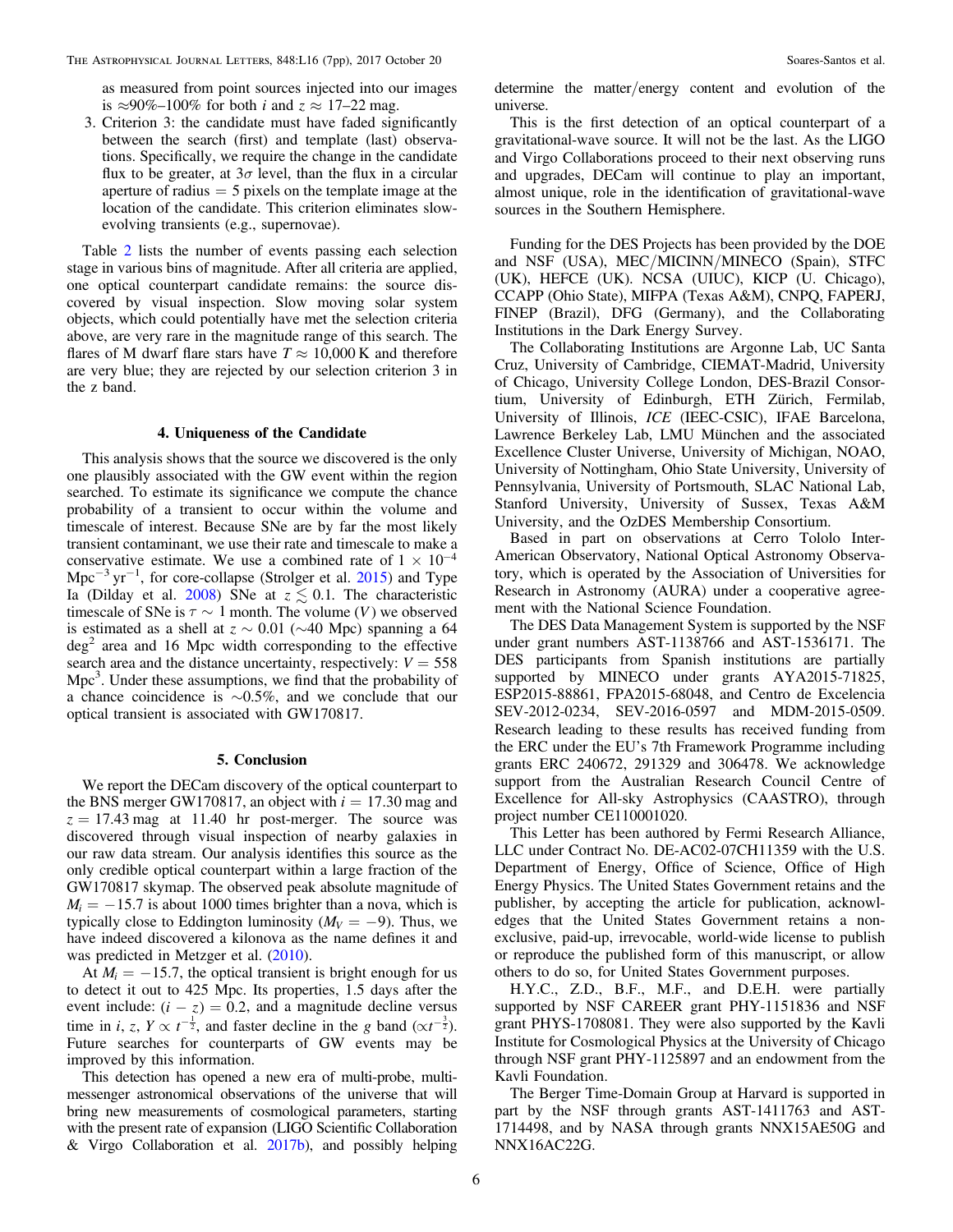as measured from point sources injected into our images is ≈90%–100% for both $i$ and $z \approx 17$–22 mag.

3. Criterion 3: the candidate must have faded significantly between the search (first) and template (last) observations. Specifically, we require the change in the candidate flux to be greater, at $3\sigma$ level, than the flux in a circular aperture of radius = 5 pixels on the template image at the location of the candidate. This criterion eliminates slow-evolving transients (e.g., supernovae).

Table 2 lists the number of events passing each selection stage in various bins of magnitude. After all criteria are applied, one optical counterpart candidate remains: the source discovered by visual inspection. Slow moving solar system objects, which could potentially have met the selection criteria above, are very rare in the magnitude range of this search. The flares of M dwarf flare stars have $T \approx 10{,}000$ K and therefore are very blue; they are rejected by our selection criterion 3 in the z band.

## 4. Uniqueness of the Candidate

This analysis shows that the source we discovered is the only one plausibly associated with the GW event within the region searched. To estimate its significance we compute the chance probability of a transient to occur within the volume and timescale of interest. Because SNe are by far the most likely transient contaminant, we use their rate and timescale to make a conservative estimate. We use a combined rate of $1 \times 10^{-4}$ $\mathrm{Mpc}^{-3}\,\mathrm{yr}^{-1}$, for core-collapse (Strolger et al. 2015) and Type Ia (Dilday et al. 2008) SNe at $z \lesssim 0.1$. The characteristic timescale of SNe is $\tau \sim 1$ month. The volume ($V$) we observed is estimated as a shell at $z \sim 0.01$ (∼40 Mpc) spanning a 64 $\mathrm{deg}^2$ area and 16 Mpc width corresponding to the effective search area and the distance uncertainty, respectively: $V = 558$ $\mathrm{Mpc}^3$. Under these assumptions, we find that the probability of a chance coincidence is ∼0.5%, and we conclude that our optical transient is associated with GW170817.

## 5. Conclusion

We report the DECam discovery of the optical counterpart to the BNS merger GW170817, an object with $i = 17.30$ mag and $z = 17.43$ mag at 11.40 hr post-merger. The source was discovered through visual inspection of nearby galaxies in our raw data stream. Our analysis identifies this source as the only credible optical counterpart within a large fraction of the GW170817 skymap. The observed peak absolute magnitude of $M_i = -15.7$ is about 1000 times brighter than a nova, which is typically close to Eddington luminosity ($M_V = -9$). Thus, we have indeed discovered a kilonova as the name defines it and was predicted in Metzger et al. (2010).

At $M_i = -15.7$, the optical transient is bright enough for us to detect it up to 425 Mpc. Its properties, 1.5 days after the event include: $(i - z) = 0.2$, and a magnitude decline versus time in $i$, $z$, $Y \propto t^{-\frac{1}{2}}$, and faster decline in the $g$ band ($\propto t^{-\frac{3}{2}}$). Future searches for counterparts of GW events may be improved by this information.

This detection has opened a new era of multi-probe, multi-messenger astronomical observations of the universe that will bring new measurements of cosmological parameters, starting with the present rate of expansion (LIGO Scientific Collaboration & Virgo Collaboration et al. 2017b), and possibly helping determine the matter/energy content and evolution of the universe.

This is the first detection of an optical counterpart of a gravitational-wave source. It will not be the last. As the LIGO and Virgo Collaborations proceed to their next observing runs and upgrades, DECam will continue to play an important, almost unique, role in the identification of gravitational-wave sources in the Southern Hemisphere.

Funding for the DES Projects has been provided by the DOE and NSF (USA), MEC/MICINN/MINECO (Spain), STFC (UK), HEFCE (UK). NCSA (UIUC), KICP (U. Chicago), CCAPP (Ohio State), MIFPA (Texas A&M), CNPQ, FAPERJ, FINEP (Brazil), DFG (Germany), and the Collaborating Institutions in the Dark Energy Survey.

The Collaborating Institutions are Argonne Lab, UC Santa Cruz, University of Cambridge, CIEMAT-Madrid, University of Chicago, University College London, DES-Brazil Consortium, University of Edinburgh, ETH Zürich, Fermilab, University of Illinois, *ICE* (IEEC-CSIC), IFAE Barcelona, Lawrence Berkeley Lab, LMU München and the associated Excellence Cluster Universe, University of Michigan, NOAO, University of Nottingham, Ohio State University, University of Pennsylvania, University of Portsmouth, SLAC National Lab, Stanford University, University of Sussex, Texas A&M University, and the OzDES Membership Consortium.

Based in part on observations at Cerro Tololo Inter-American Observatory, National Optical Astronomy Observatory, which is operated by the Association of Universities for Research in Astronomy (AURA) under a cooperative agreement with the National Science Foundation.

The DES Data Management System is supported by the NSF under grant numbers AST-1138766 and AST-1536171. The DES participants from Spanish institutions are partially supported by MINECO under grants AYA2015-71825, ESP2015-88861, FPA2015-68048, and Centro de Excelencia SEV-2012-0234, SEV-2016-0597 and MDM-2015-0509. Research leading to these results has received funding from the ERC under the EU's 7th Framework Programme including grants ERC 240672, 291329 and 306478. We acknowledge support from the Australian Research Council Centre of Excellence for All-sky Astrophysics (CAASTRO), through project number CE110001020.

This Letter has been authored by Fermi Research Alliance, LLC under Contract No. DE-AC02-07CH11359 with the U.S. Department of Energy, Office of Science, Office of High Energy Physics. The United States Government retains and the publisher, by accepting the article for publication, acknowledges that the United States Government retains a non-exclusive, paid-up, irrevocable, world-wide license to publish or reproduce the published form of this manuscript, or allow others to do so, for United States Government purposes.

H.Y.C., Z.D., B.F., M.F., and D.E.H. were partially supported by NSF CAREER grant PHY-1151836 and NSF grant PHYS-1708081. They were also supported by the Kavli Institute for Cosmological Physics at the University of Chicago through NSF grant PHY-1125897 and an endowment from the Kavli Foundation.

The Berger Time-Domain Group at Harvard is supported in part by the NSF through grants AST-1411763 and AST-1714498, and by NASA through grants NNX15AE50G and NNX16AC22G.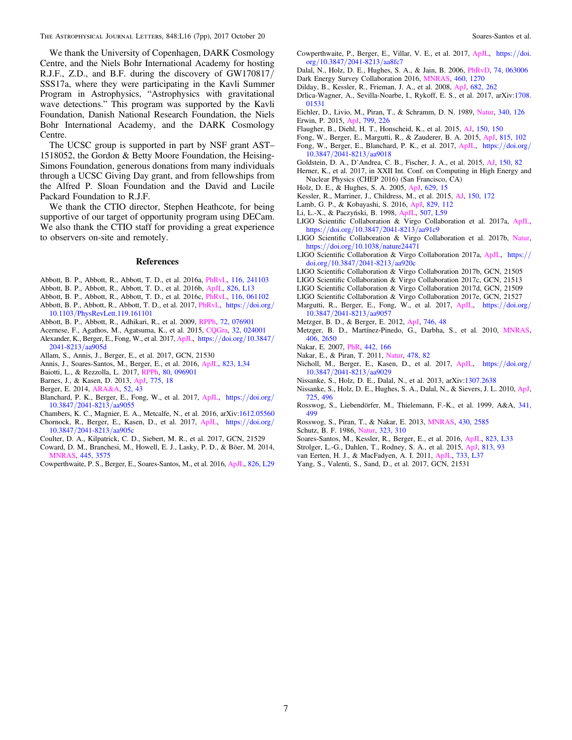We thank the University of Copenhagen, DARK Cosmology Centre, and the Niels Bohr International Academy for hosting R.J.F., Z.D., and B.F. during the discovery of GW170817/SSS17a, where they were participating in the Kavli Summer Program in Astrophysics, "Astrophysics with gravitational wave detections." This program was supported by the Kavli Foundation, Danish National Research Foundation, the Niels Bohr International Academy, and the DARK Cosmology Centre.

The UCSC group is supported in part by NSF grant AST–1518052, the Gordon & Betty Moore Foundation, the Heising-Simons Foundation, generous donations from many individuals through a UCSC Giving Day grant, and from fellowships from the Alfred P. Sloan Foundation and the David and Lucile Packard Foundation to R.J.F.

We thank the CTIO director, Stephen Heathcote, for being supportive of our target of opportunity program using DECam. We also thank the CTIO staff for providing a great experience to observers on-site and remotely.

## References

Abbott, B. P., Abbott, R., Abbott, T. D., et al. 2016a, PhRvL, 116, 241103
Abbott, B. P., Abbott, R., Abbott, T. D., et al. 2016b, ApJL, 826, L13
Abbott, B. P., Abbott, R., Abbott, T. D., et al. 2016c, PhRvL, 116, 061102
Abbott, B. P., Abbott, R., Abbott, T. D., et al. 2017, PhRvL, https://doi.org/10.1103/PhysRevLett.119.161101
Abbott, B. P., Abbott, R., Adhikari, R., et al. 2009, RPPh, 72, 076901
Acernese, F., Agathos, M., Agatsuma, K., et al. 2015, CQGra, 32, 024001
Alexander, K., Berger, E., Fong, W., et al. 2017, ApJL, https://doi.org/10.3847/2041-8213/aa905d
Allam, S., Annis, J., Berger, E., et al. 2017, GCN, 21530
Annis, J., Soares-Santos, M., Berger, E., et al. 2016, ApJL, 823, L34
Baiotti, L., & Rezzolla, L. 2017, RPPh, 80, 096901
Barnes, J., & Kasen, D. 2013, ApJ, 775, 18
Berger, E. 2014, ARA&A, 52, 43
Blanchard, P. K., Berger, E., Fong, W., et al. 2017, ApJL, https://doi.org/10.3847/2041-8213/aa9055
Chambers, K. C., Magnier, E. A., Metcalfe, N., et al. 2016, arXiv:1612.05560
Chornock, R., Berger, E., Kasen, D., et al. 2017, ApJL, https://doi.org/10.3847/2041-8213/aa905c
Coulter, D. A., Kilpatrick, C. D., Siebert, M. R., et al. 2017, GCN, 21529
Coward, D. M., Branchesi, M., Howell, E. J., Lasky, P. D., & Böer, M. 2014, MNRAS, 445, 3575
Cowperthwaite, P. S., Berger, E., Soares-Santos, M., et al. 2016, ApJL, 826, L29
Cowperthwaite, P., Berger, E., Villar, V. E., et al. 2017, ApJL, https://doi.org/10.3847/2041-8213/aa8fc7
Dalal, N., Holz, D. E., Hughes, S. A., & Jain, B. 2006, PhRvD, 74, 063006
Dark Energy Survey Collaboration 2016, MNRAS, 460, 1270
Dilday, B., Kessler, R., Frieman, J. A., et al. 2008, ApJ, 682, 262
Drlica-Wagner, A., Sevilla-Noarbe, I., Rykoff, E. S., et al. 2017, arXiv:1708.01531
Eichler, D., Livio, M., Piran, T., & Schramm, D. N. 1989, Natur, 340, 126
Erwin, P. 2015, ApJ, 799, 226
Flaugher, B., Diehl, H. T., Honscheid, K., et al. 2015, AJ, 150, 150
Fong, W., Berger, E., Margutti, R., & Zauderer, B. A. 2015, ApJ, 815, 102
Fong, W., Berger, E., Blanchard, P. K., et al. 2017, ApJL, https://doi.org/10.3847/2041-8213/aa9018
Goldstein, D. A., D'Andrea, C. B., Fischer, J. A., et al. 2015, AJ, 150, 82
Herner, K., et al. 2017, in XXII Int. Conf. on Computing in High Energy and Nuclear Physics (CHEP 2016) (San Francisco, CA)
Holz, D. E., & Hughes, S. A. 2005, ApJ, 629, 15
Kessler, R., Marriner, J., Childress, M., et al. 2015, AJ, 150, 172
Lamb, G. P., & Kobayashi, S. 2016, ApJ, 829, 112
Li, L.-X., & Paczyński, B. 1998, ApJL, 507, L59
LIGO Scientific Collaboration & Virgo Collaboration et al. 2017a, ApJL, https://doi.org/10.3847/2041-8213/aa91c9
LIGO Scientific Collaboration & Virgo Collaboration et al. 2017b, Natur, https://doi.org/10.1038/nature24471
LIGO Scientific Collaboration & Virgo Collaboration 2017a, ApJL, https://doi.org/10.3847/2041-8213/aa920c
LIGO Scientific Collaboration & Virgo Collaboration 2017b, GCN, 21505
LIGO Scientific Collaboration & Virgo Collaboration 2017c, GCN, 21513
LIGO Scientific Collaboration & Virgo Collaboration 2017d, GCN, 21509
LIGO Scientific Collaboration & Virgo Collaboration 2017e, GCN, 21527
Margutti, R., Berger, E., Fong, W., et al. 2017, ApJL, https://doi.org/10.3847/2041-8213/aa9057
Metzger, B. D., & Berger, E. 2012, ApJ, 746, 48
Metzger, B. D., Martínez-Pinedo, G., Darbha, S., et al. 2010, MNRAS, 406, 2650
Nakar, E. 2007, PhR, 442, 166
Nakar, E., & Piran, T. 2011, Natur, 478, 82
Nicholl, M., Berger, E., Kasen, D., et al. 2017, ApJL, https://doi.org/10.3847/2041-8213/aa9029
Nissanke, S., Holz, D. E., Dalal, N., et al. 2013, arXiv:1307.2638
Nissanke, S., Holz, D. E., Hughes, S. A., Dalal, N., & Sievers, J. L. 2010, ApJ, 725, 496
Rosswog, S., Liebendörfer, M., Thielemann, F.-K., et al. 1999, A&A, 341, 499
Rosswog, S., Piran, T., & Nakar, E. 2013, MNRAS, 430, 2585
Schutz, B. F. 1986, Natur, 323, 310
Soares-Santos, M., Kessler, R., Berger, E., et al. 2016, ApJL, 823, L33
Strolger, L.-G., Dahlen, T., Rodney, S. A., et al. 2015, ApJ, 813, 93
van Eerten, H. J., & MacFadyen, A. I. 2011, ApJL, 733, L37
Yang, S., Valenti, S., Sand, D., et al. 2017, GCN, 21531